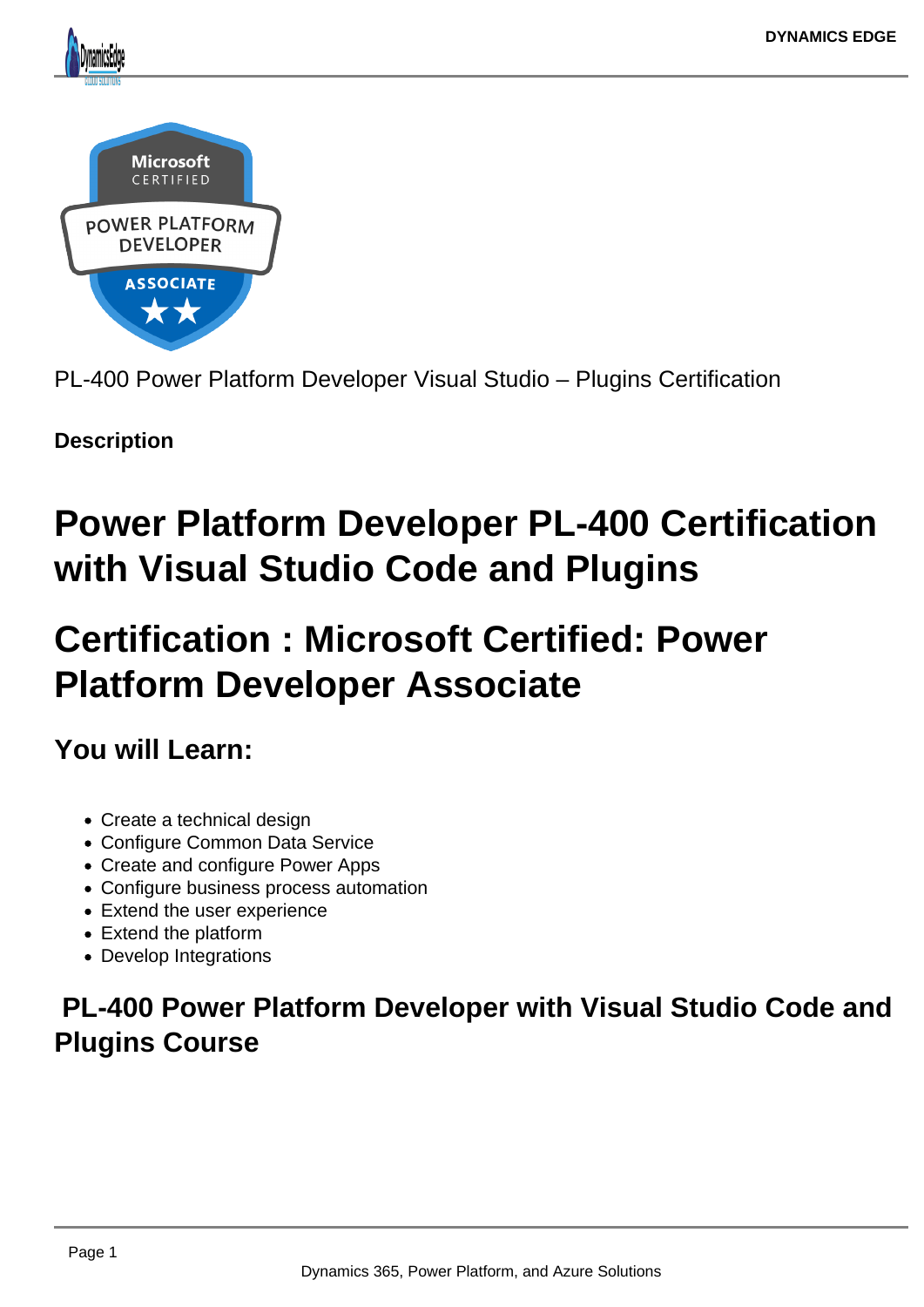PL-400 Power Platform Developer Visual Studio – Plugins Certification

**Description**

# Power Platform Developer PL-400 Certification with Visual Studio Code and Plugins

# Certification : Microsoft Certified: Power Platform Developer Associate

## You will Learn:

- Create a technical design
- Configure Common Data Service
- Create and configure Power Apps
- Configure business process automation
- Extend the user experience
- Extend the platform
- Develop Integrations

## PL-400 Power Platform Developer with Visual Studio Code and Plugins Course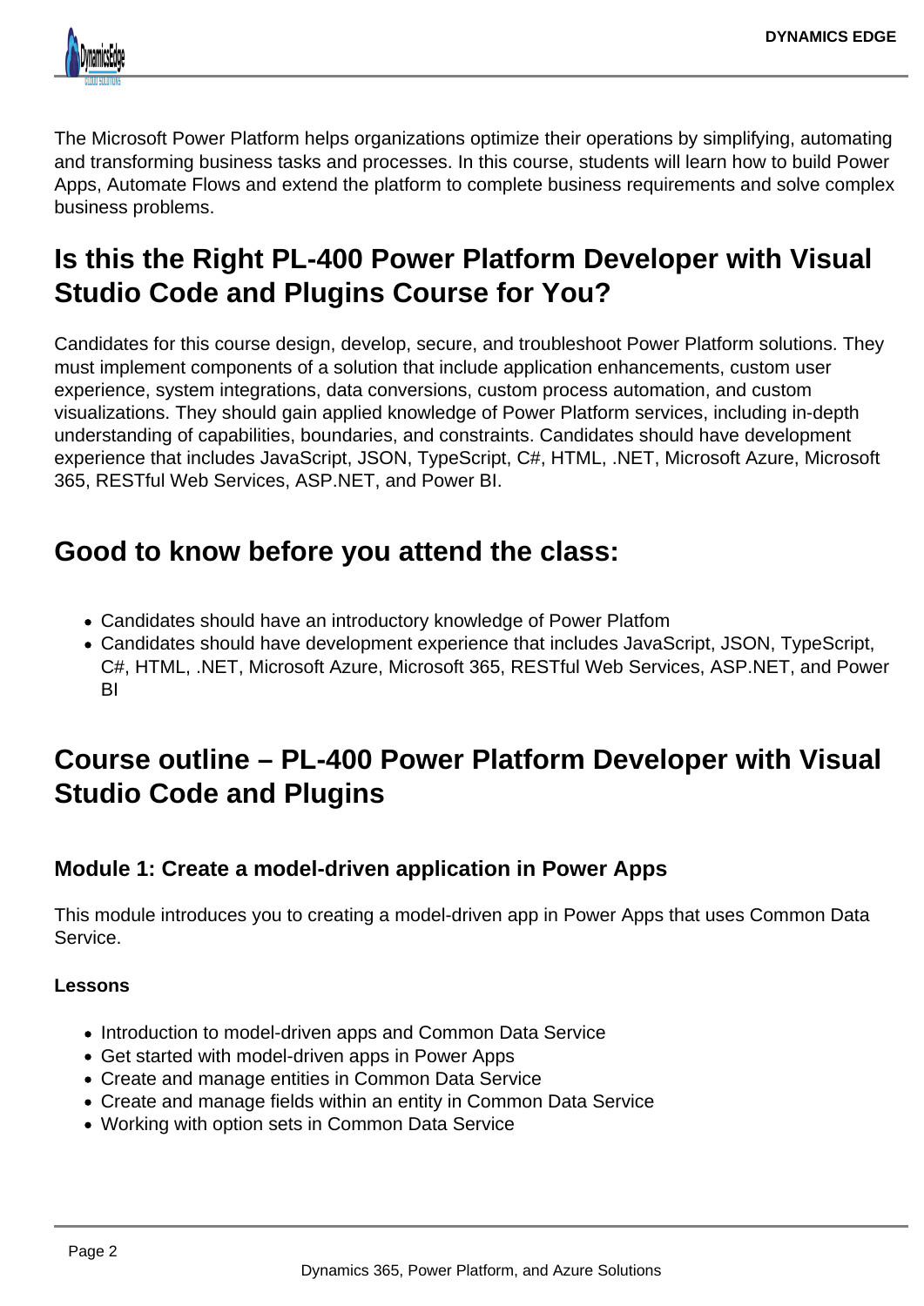The Microsoft Power Platform helps organizations optimize their operations by simplifying, automating and transforming business tasks and processes. In this course, students will learn how to build Power Apps, Automate Flows and extend the platform to complete business requirements and solve complex business problems.

## Is this the Right PL-400 Power Platform Developer with Visual Studio Code and Plugins Course for You?

Candidates for this course design, develop, secure, and troubleshoot Power Platform solutions. They must implement components of a solution that include application enhancements, custom user experience, system integrations, data conversions, custom process automation, and custom visualizations. They should gain applied knowledge of Power Platform services, including in-depth understanding of capabilities, boundaries, and constraints. Candidates should have development experience that includes JavaScript, JSON, TypeScript, C#, HTML, .NET, Microsoft Azure, Microsoft 365, RESTful Web Services, ASP.NET, and Power BI.

## Good to know before you attend the class:

- Candidates should have an introductory knowledge of Power Platfom
- Candidates should have development experience that includes JavaScript, JSON, TypeScript, C#, HTML, .NET, Microsoft Azure, Microsoft 365, RESTful Web Services, ASP.NET, and Power BI

## Course outline – PL-400 Power Platform Developer with Visual Studio Code and Plugins

### Module 1: Create a model-driven application in Power Apps

This module introduces you to creating a model-driven app in Power Apps that uses Common Data Service.

**Lessons**

- Introduction to model-driven apps and Common Data Service
- Get started with model-driven apps in Power Apps
- Create and manage entities in Common Data Service
- Create and manage fields within an entity in Common Data Service
- Working with option sets in Common Data Service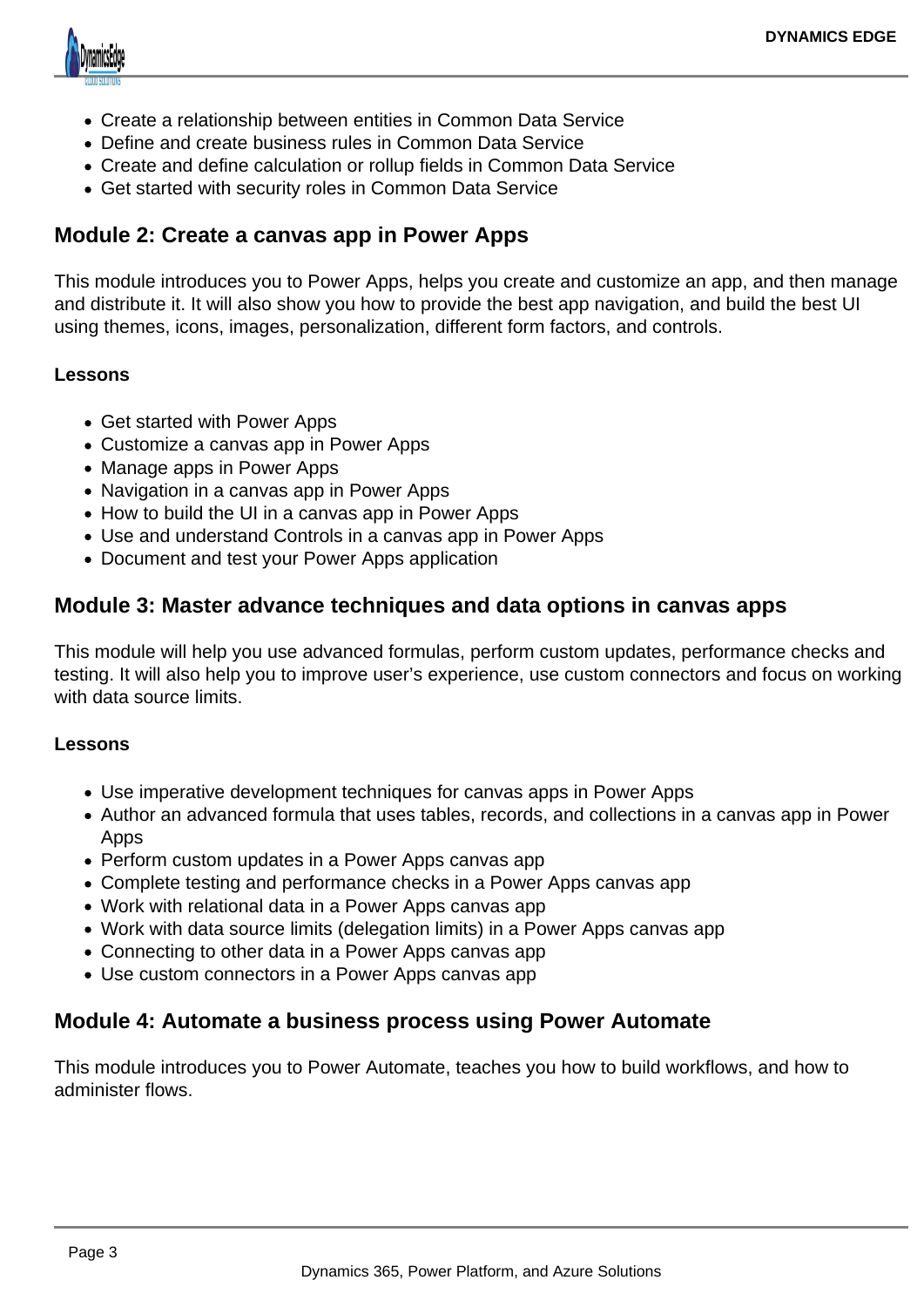- Create a relationship between entities in Common Data Service
- Define and create business rules in Common Data Service
- Create and define calculation or rollup fields in Common Data Service
- Get started with security roles in Common Data Service

## Module 2: Create a canvas app in Power Apps

This module introduces you to Power Apps, helps you create and customize an app, and then manage and distribute it. It will also show you how to provide the best app navigation, and build the best UI using themes, icons, images, personalization, different form factors, and controls.

**Lessons**

- Get started with Power Apps
- Customize a canvas app in Power Apps
- Manage apps in Power Apps
- Navigation in a canvas app in Power Apps
- How to build the UI in a canvas app in Power Apps
- Use and understand Controls in a canvas app in Power Apps
- Document and test your Power Apps application

## Module 3: Master advance techniques and data options in canvas apps

This module will help you use advanced formulas, perform custom updates, performance checks and testing. It will also help you to improve user's experience, use custom connectors and focus on working with data source limits.

**Lessons**

- Use imperative development techniques for canvas apps in Power Apps
- Author an advanced formula that uses tables, records, and collections in a canvas app in Power Apps
- Perform custom updates in a Power Apps canvas app
- Complete testing and performance checks in a Power Apps canvas app
- Work with relational data in a Power Apps canvas app
- Work with data source limits (delegation limits) in a Power Apps canvas app
- Connecting to other data in a Power Apps canvas app
- Use custom connectors in a Power Apps canvas app

## Module 4: Automate a business process using Power Automate

This module introduces you to Power Automate, teaches you how to build workflows, and how to administer flows.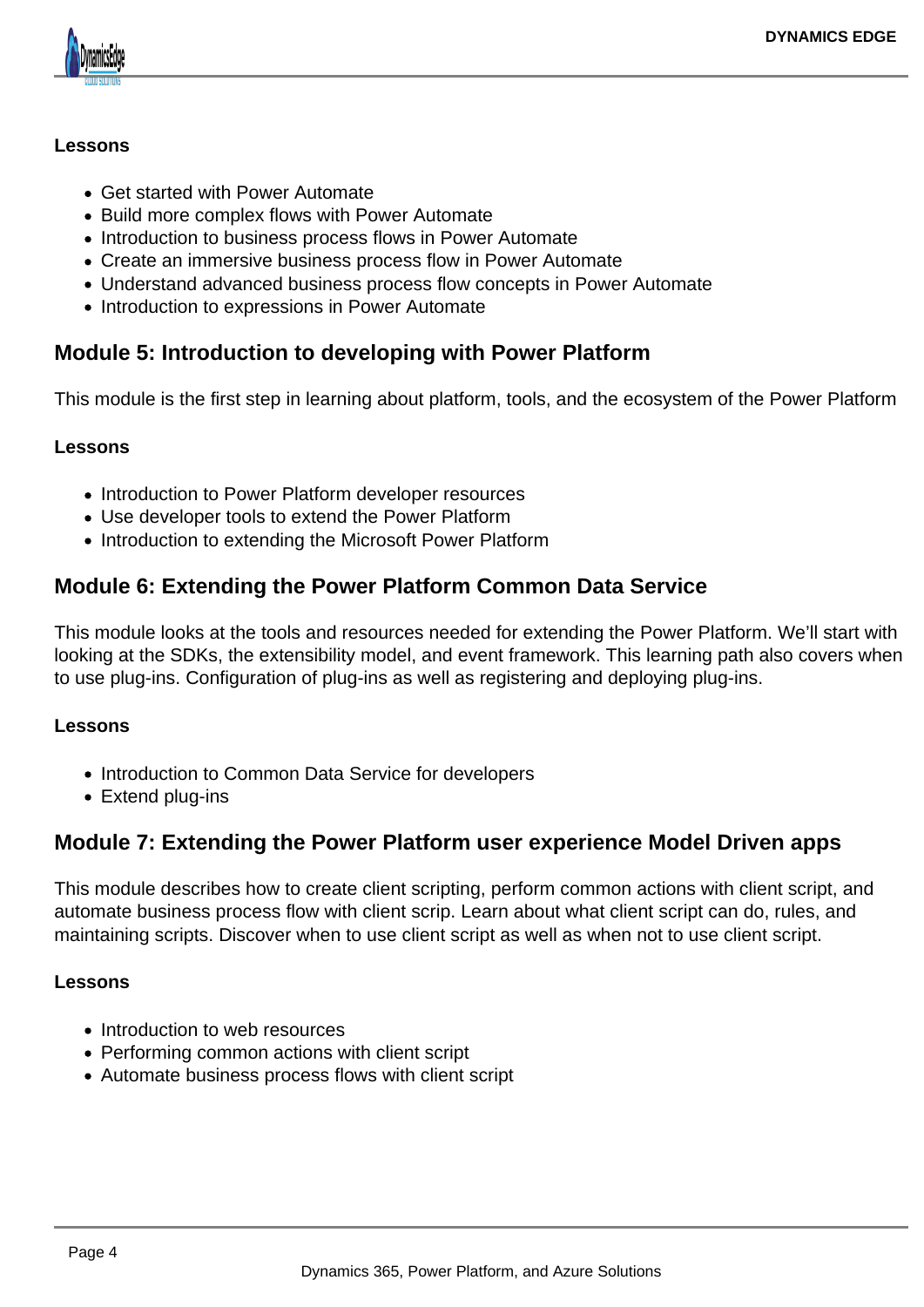**Lessons**

- Get started with Power Automate
- Build more complex flows with Power Automate
- Introduction to business process flows in Power Automate
- Create an immersive business process flow in Power Automate
- Understand advanced business process flow concepts in Power Automate
- Introduction to expressions in Power Automate

## Module 5: Introduction to developing with Power Platform

This module is the first step in learning about platform, tools, and the ecosystem of the Power Platform

**Lessons**

- Introduction to Power Platform developer resources
- Use developer tools to extend the Power Platform
- Introduction to extending the Microsoft Power Platform

## Module 6: Extending the Power Platform Common Data Service

This module looks at the tools and resources needed for extending the Power Platform. We'll start with looking at the SDKs, the extensibility model, and event framework. This learning path also covers when to use plug-ins. Configuration of plug-ins as well as registering and deploying plug-ins.

**Lessons**

- Introduction to Common Data Service for developers
- Extend plug-ins

## Module 7: Extending the Power Platform user experience Model Driven apps

This module describes how to create client scripting, perform common actions with client script, and automate business process flow with client scrip. Learn about what client script can do, rules, and maintaining scripts. Discover when to use client script as well as when not to use client script.

**Lessons**

- Introduction to web resources
- Performing common actions with client script
- Automate business process flows with client script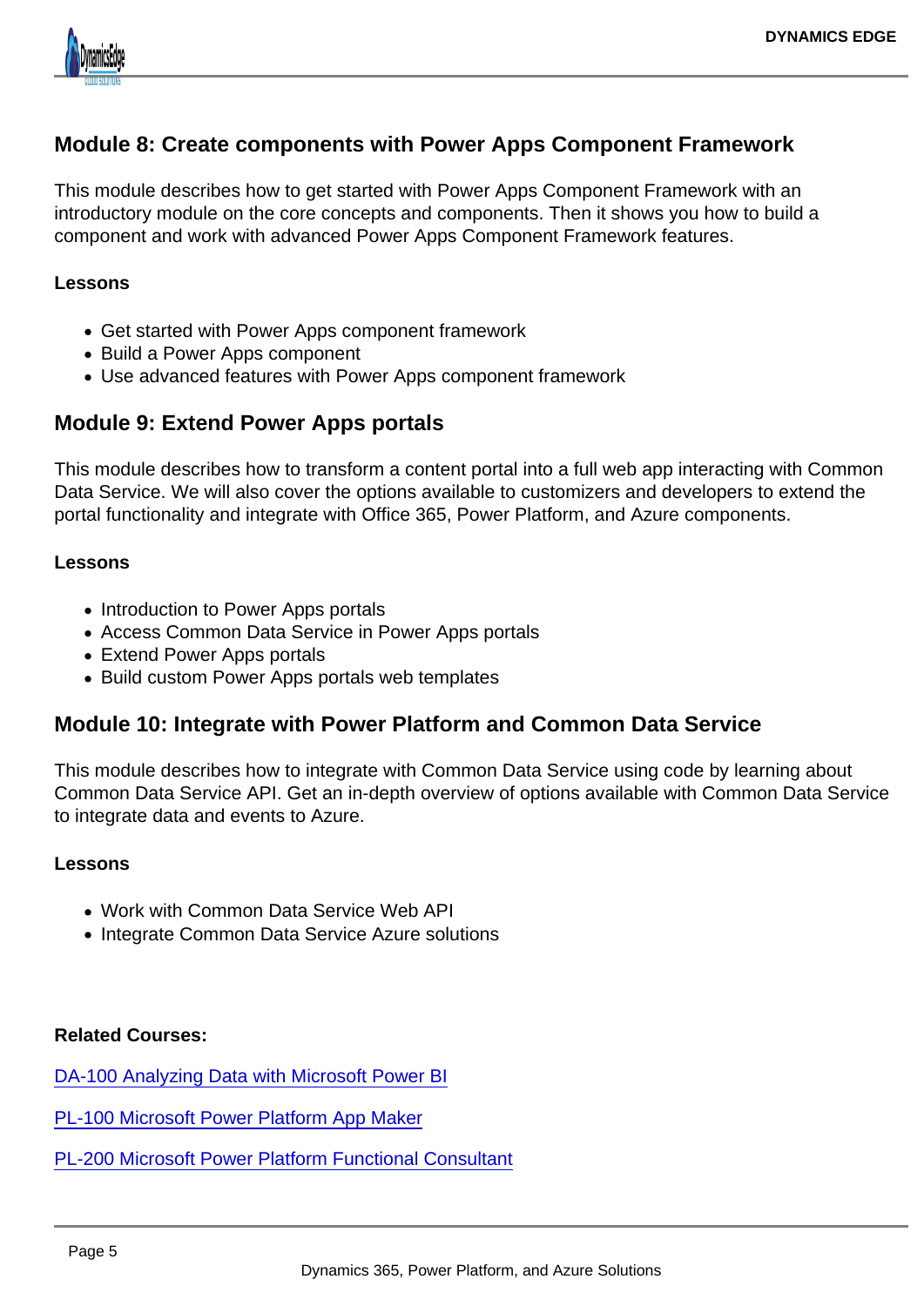## Module 8: Create components with Power Apps Component Framework

This module describes how to get started with Power Apps Component Framework with an introductory module on the core concepts and components. Then it shows you how to build a component and work with advanced Power Apps Component Framework features.

**Lessons**

- Get started with Power Apps component framework
- Build a Power Apps component
- Use advanced features with Power Apps component framework

## Module 9: Extend Power Apps portals

This module describes how to transform a content portal into a full web app interacting with Common Data Service. We will also cover the options available to customizers and developers to extend the portal functionality and integrate with Office 365, Power Platform, and Azure components.

**Lessons**

- Introduction to Power Apps portals
- Access Common Data Service in Power Apps portals
- Extend Power Apps portals
- Build custom Power Apps portals web templates

## Module 10: Integrate with Power Platform and Common Data Service

This module describes how to integrate with Common Data Service using code by learning about Common Data Service API. Get an in-depth overview of options available with Common Data Service to integrate data and events to Azure.

**Lessons**

- Work with Common Data Service Web API
- Integrate Common Data Service Azure solutions

**Related Courses:**

DA-100 Analyzing Data with Microsoft Power BI

PL-100 Microsoft Power Platform App Maker

PL-200 Microsoft Power Platform Functional Consultant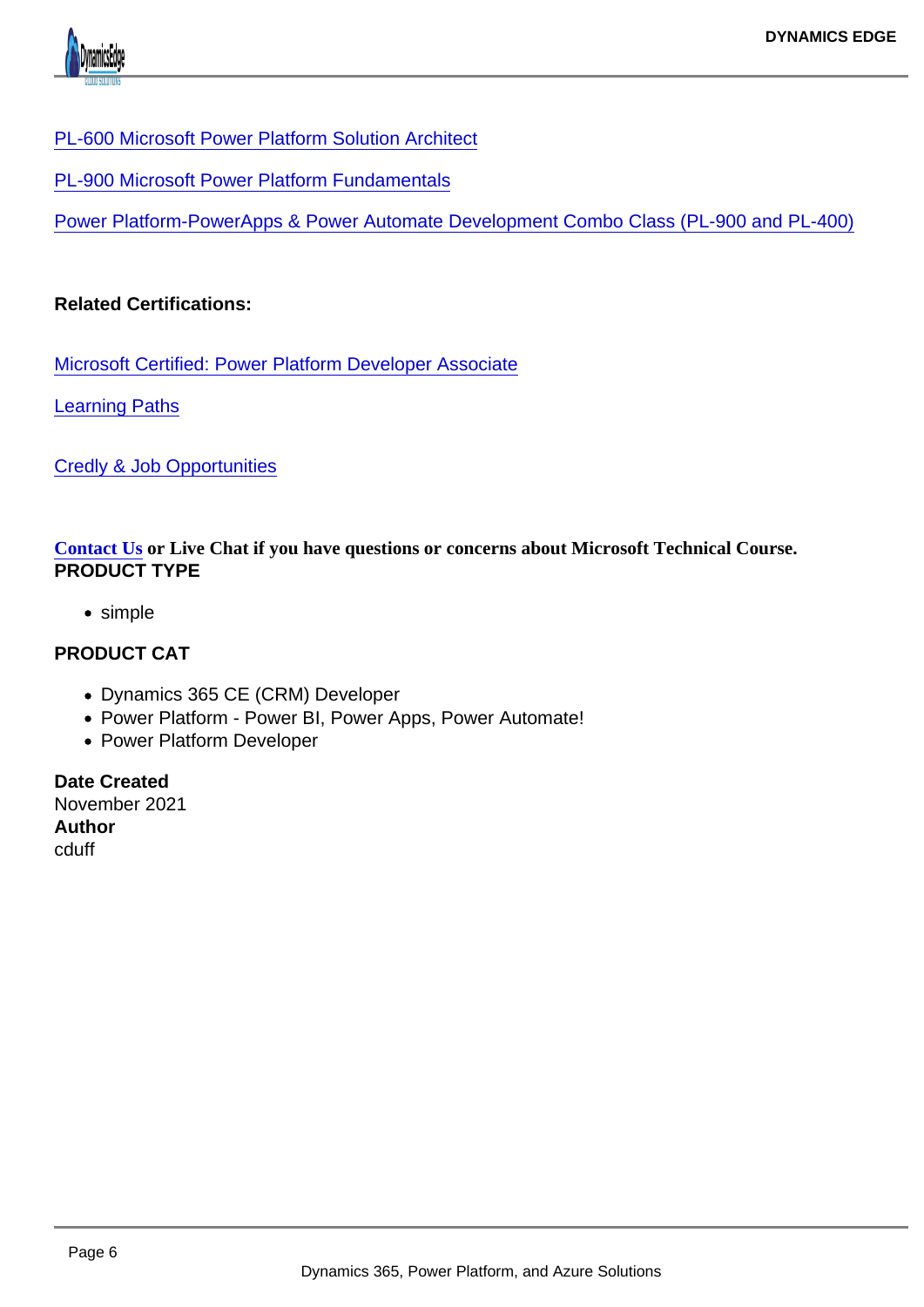PL-600 Microsoft Power Platform Solution Architect

PL-900 Microsoft Power Platform Fundamentals

Power Platform-PowerApps & Power Automate Development Combo Class (PL-900 and PL-400)

**Related Certifications:**

Microsoft Certified: Power Platform Developer Associate

Learning Paths

Credly & Job Opportunities

**Contact Us or Live Chat if you have questions or concerns about Microsoft Technical Course.**

**PRODUCT TYPE**

- simple

**PRODUCT CAT**

- Dynamics 365 CE (CRM) Developer
- Power Platform - Power BI, Power Apps, Power Automate!
- Power Platform Developer

**Date Created**
November 2021

**Author**
cduff